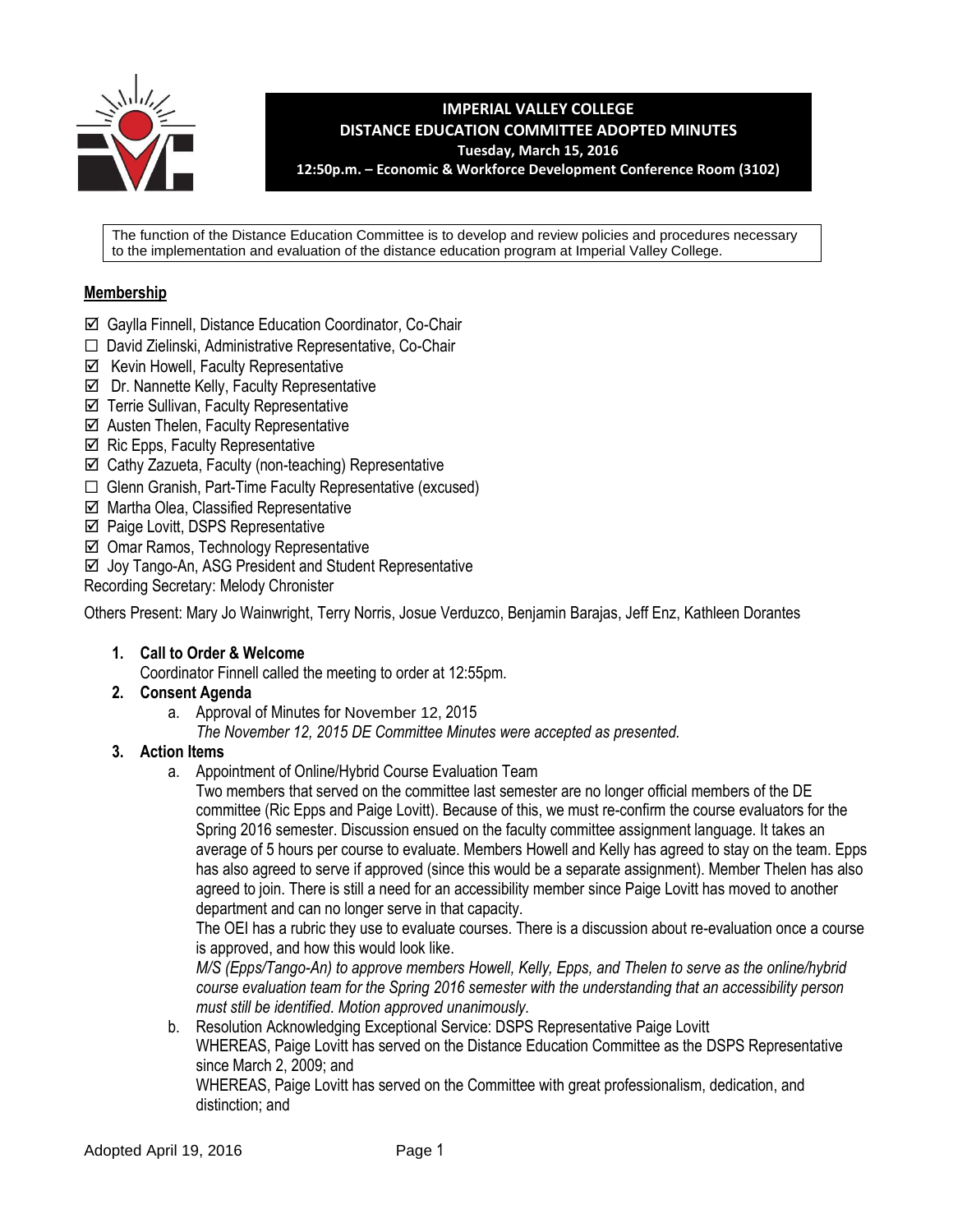# IMPERIAL VALLEY COLLEGE
## DISTANCE EDUCATION COMMITTEE ADOPTED MINUTES
**Tuesday, March 15, 2016**

**12:50p.m. – Economic & Workforce Development Conference Room (3102)**

The function of the Distance Education Committee is to develop and review policies and procedures necessary to the implementation and evaluation of the distance education program at Imperial Valley College.

**Membership**

- ☑ Gaylla Finnell, Distance Education Coordinator, Co-Chair
- ☐ David Zielinski, Administrative Representative, Co-Chair
- ☑ Kevin Howell, Faculty Representative
- ☑ Dr. Nannette Kelly, Faculty Representative
- ☑ Terrie Sullivan, Faculty Representative
- ☑ Austen Thelen, Faculty Representative
- ☑ Ric Epps, Faculty Representative
- ☑ Cathy Zazueta, Faculty (non-teaching) Representative
- ☐ Glenn Granish, Part-Time Faculty Representative (excused)
- ☑ Martha Olea, Classified Representative
- ☑ Paige Lovitt, DSPS Representative
- ☑ Omar Ramos, Technology Representative
- ☑ Joy Tango-An, ASG President and Student Representative

Recording Secretary: Melody Chronister

Others Present: Mary Jo Wainwright, Terry Norris, Josue Verduzco, Benjamin Barajas, Jeff Enz, Kathleen Dorantes

1. **Call to Order & Welcome**
   Coordinator Finnell called the meeting to order at 12:55pm.
2. **Consent Agenda**
   a. Approval of Minutes for November 12, 2015
      *The November 12, 2015 DE Committee Minutes were accepted as presented.*
3. **Action Items**
   a. Appointment of Online/Hybrid Course Evaluation Team
      Two members that served on the committee last semester are no longer official members of the DE committee (Ric Epps and Paige Lovitt). Because of this, we must re-confirm the course evaluators for the Spring 2016 semester. Discussion ensued on the faculty committee assignment language. It takes an average of 5 hours per course to evaluate. Members Howell and Kelly has agreed to stay on the team. Epps has also agreed to serve if approved (since this would be a separate assignment). Member Thelen has also agreed to join. There is still a need for an accessibility member since Paige Lovitt has moved to another department and can no longer serve in that capacity.
      The OEI has a rubric they use to evaluate courses. There is a discussion about re-evaluation once a course is approved, and how this would look like.
      *M/S (Epps/Tango-An) to approve members Howell, Kelly, Epps, and Thelen to serve as the online/hybrid course evaluation team for the Spring 2016 semester with the understanding that an accessibility person must still be identified. Motion approved unanimously.*
   b. Resolution Acknowledging Exceptional Service: DSPS Representative Paige Lovitt
      WHEREAS, Paige Lovitt has served on the Distance Education Committee as the DSPS Representative since March 2, 2009; and
      WHEREAS, Paige Lovitt has served on the Committee with great professionalism, dedication, and distinction; and

Adopted April 19, 2016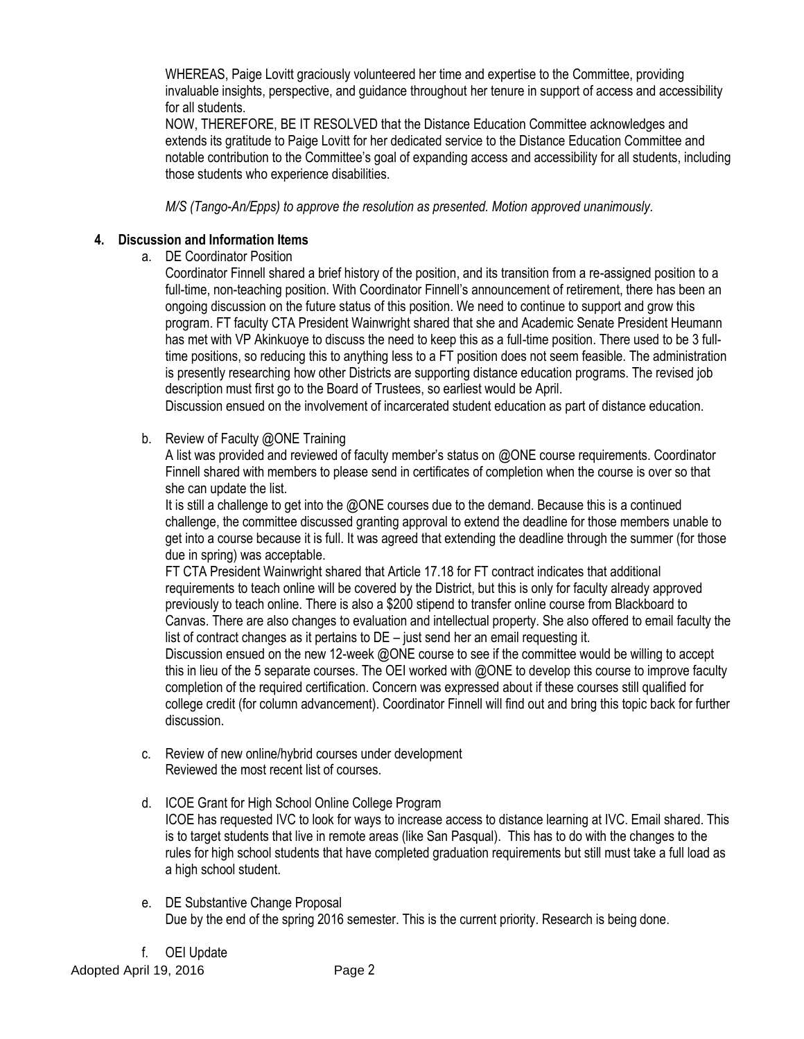WHEREAS, Paige Lovitt graciously volunteered her time and expertise to the Committee, providing invaluable insights, perspective, and guidance throughout her tenure in support of access and accessibility for all students.

NOW, THEREFORE, BE IT RESOLVED that the Distance Education Committee acknowledges and extends its gratitude to Paige Lovitt for her dedicated service to the Distance Education Committee and notable contribution to the Committee's goal of expanding access and accessibility for all students, including those students who experience disabilities.

*M/S (Tango-An/Epps) to approve the resolution as presented. Motion approved unanimously.*

**4. Discussion and Information Items**

a. DE Coordinator Position

Coordinator Finnell shared a brief history of the position, and its transition from a re-assigned position to a full-time, non-teaching position. With Coordinator Finnell's announcement of retirement, there has been an ongoing discussion on the future status of this position. We need to continue to support and grow this program. FT faculty CTA President Wainwright shared that she and Academic Senate President Heumann has met with VP Akinkuoye to discuss the need to keep this as a full-time position. There used to be 3 full-time positions, so reducing this to anything less to a FT position does not seem feasible. The administration is presently researching how other Districts are supporting distance education programs. The revised job description must first go to the Board of Trustees, so earliest would be April.

Discussion ensued on the involvement of incarcerated student education as part of distance education.

b. Review of Faculty @ONE Training

A list was provided and reviewed of faculty member's status on @ONE course requirements. Coordinator Finnell shared with members to please send in certificates of completion when the course is over so that she can update the list.

It is still a challenge to get into the @ONE courses due to the demand. Because this is a continued challenge, the committee discussed granting approval to extend the deadline for those members unable to get into a course because it is full. It was agreed that extending the deadline through the summer (for those due in spring) was acceptable.

FT CTA President Wainwright shared that Article 17.18 for FT contract indicates that additional requirements to teach online will be covered by the District, but this is only for faculty already approved previously to teach online. There is also a $200 stipend to transfer online course from Blackboard to Canvas. There are also changes to evaluation and intellectual property. She also offered to email faculty the list of contract changes as it pertains to DE – just send her an email requesting it.

Discussion ensued on the new 12-week @ONE course to see if the committee would be willing to accept this in lieu of the 5 separate courses. The OEI worked with @ONE to develop this course to improve faculty completion of the required certification. Concern was expressed about if these courses still qualified for college credit (for column advancement). Coordinator Finnell will find out and bring this topic back for further discussion.

c. Review of new online/hybrid courses under development

Reviewed the most recent list of courses.

d. ICOE Grant for High School Online College Program

ICOE has requested IVC to look for ways to increase access to distance learning at IVC. Email shared. This is to target students that live in remote areas (like San Pasqual). This has to do with the changes to the rules for high school students that have completed graduation requirements but still must take a full load as a high school student.

e. DE Substantive Change Proposal

Due by the end of the spring 2016 semester. This is the current priority. Research is being done.

f. OEI Update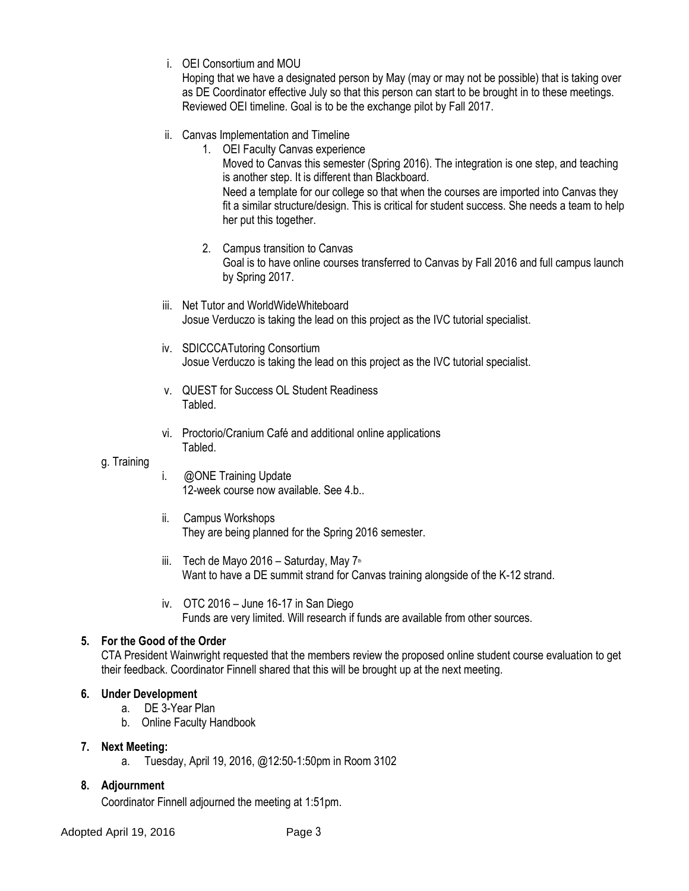i. OEI Consortium and MOU
   Hoping that we have a designated person by May (may or may not be possible) that is taking over as DE Coordinator effective July so that this person can start to be brought in to these meetings. Reviewed OEI timeline. Goal is to be the exchange pilot by Fall 2017.

ii. Canvas Implementation and Timeline
   1. OEI Faculty Canvas experience
      Moved to Canvas this semester (Spring 2016). The integration is one step, and teaching is another step. It is different than Blackboard.
      Need a template for our college so that when the courses are imported into Canvas they fit a similar structure/design. This is critical for student success. She needs a team to help her put this together.

   2. Campus transition to Canvas
      Goal is to have online courses transferred to Canvas by Fall 2016 and full campus launch by Spring 2017.

iii. Net Tutor and WorldWideWhiteboard
   Josue Verduczo is taking the lead on this project as the IVC tutorial specialist.

iv. SDICCCATutoring Consortium
   Josue Verduczo is taking the lead on this project as the IVC tutorial specialist.

v. QUEST for Success OL Student Readiness
   Tabled.

vi. Proctorio/Cranium Café and additional online applications
   Tabled.

g. Training

i. @ONE Training Update
   12-week course now available. See 4.b..

ii. Campus Workshops
   They are being planned for the Spring 2016 semester.

iii. Tech de Mayo 2016 – Saturday, May 7th
   Want to have a DE summit strand for Canvas training alongside of the K-12 strand.

iv. OTC 2016 – June 16-17 in San Diego
   Funds are very limited. Will research if funds are available from other sources.

**5. For the Good of the Order**

CTA President Wainwright requested that the members review the proposed online student course evaluation to get their feedback. Coordinator Finnell shared that this will be brought up at the next meeting.

**6. Under Development**

a. DE 3-Year Plan
b. Online Faculty Handbook

**7. Next Meeting:**

a. Tuesday, April 19, 2016, @12:50-1:50pm in Room 3102

**8. Adjournment**

Coordinator Finnell adjourned the meeting at 1:51pm.

Adopted April 19, 2016